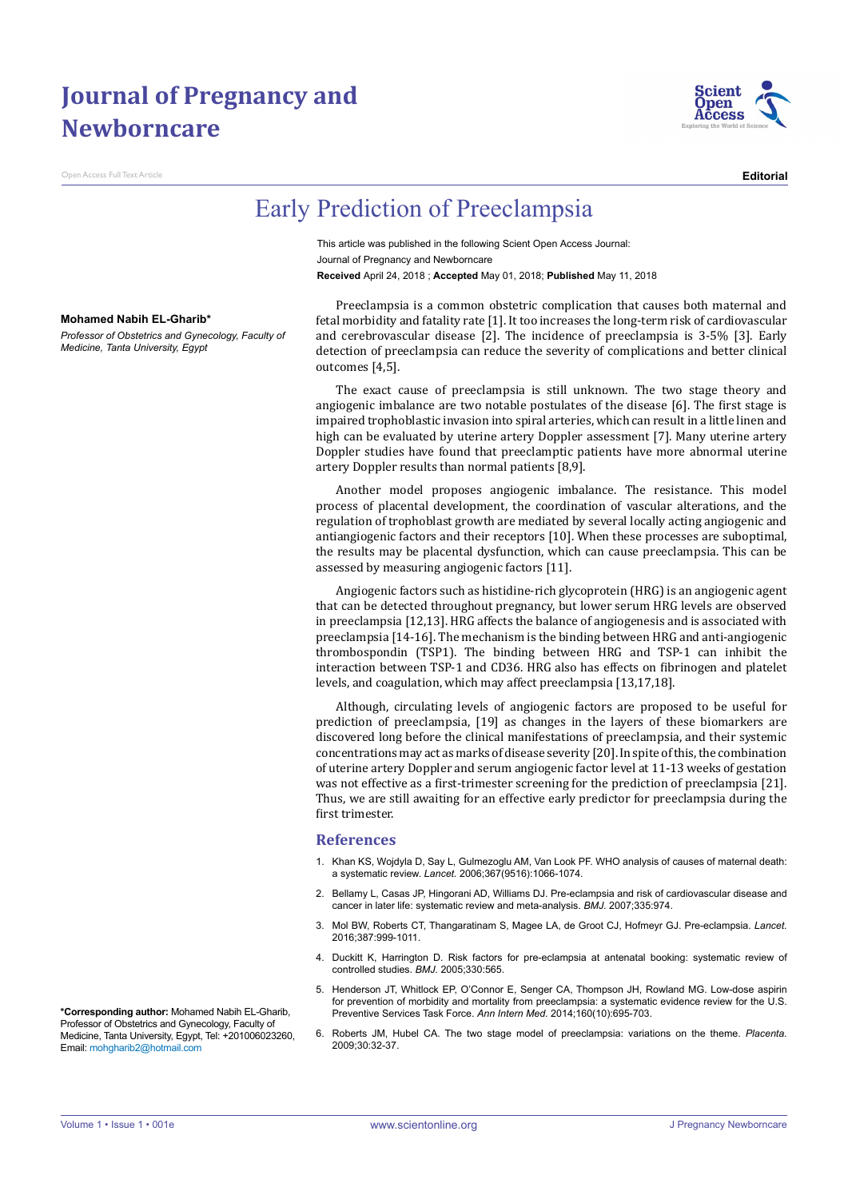# Journal of Pregnancy and Newborncare

Open Access Full Text Article

**Editorial**

## Early Prediction of Preeclampsia

This article was published in the following Scient Open Access Journal:
Journal of Pregnancy and Newborncare
**Received** April 24, 2018 ; **Accepted** May 01, 2018; **Published** May 11, 2018

**Mohamed Nabih EL-Gharib***

*Professor of Obstetrics and Gynecology, Faculty of Medicine, Tanta University, Egypt*

Preeclampsia is a common obstetric complication that causes both maternal and fetal morbidity and fatality rate [1]. It too increases the long-term risk of cardiovascular and cerebrovascular disease [2]. The incidence of preeclampsia is 3-5% [3]. Early detection of preeclampsia can reduce the severity of complications and better clinical outcomes [4,5].

The exact cause of preeclampsia is still unknown. The two stage theory and angiogenic imbalance are two notable postulates of the disease [6]. The first stage is impaired trophoblastic invasion into spiral arteries, which can result in a little linen and high can be evaluated by uterine artery Doppler assessment [7]. Many uterine artery Doppler studies have found that preeclamptic patients have more abnormal uterine artery Doppler results than normal patients [8,9].

Another model proposes angiogenic imbalance. The resistance. This model process of placental development, the coordination of vascular alterations, and the regulation of trophoblast growth are mediated by several locally acting angiogenic and antiangiogenic factors and their receptors [10]. When these processes are suboptimal, the results may be placental dysfunction, which can cause preeclampsia. This can be assessed by measuring angiogenic factors [11].

Angiogenic factors such as histidine-rich glycoprotein (HRG) is an angiogenic agent that can be detected throughout pregnancy, but lower serum HRG levels are observed in preeclampsia [12,13]. HRG affects the balance of angiogenesis and is associated with preeclampsia [14-16]. The mechanism is the binding between HRG and anti-angiogenic thrombospondin (TSP1). The binding between HRG and TSP-1 can inhibit the interaction between TSP-1 and CD36. HRG also has effects on fibrinogen and platelet levels, and coagulation, which may affect preeclampsia [13,17,18].

Although, circulating levels of angiogenic factors are proposed to be useful for prediction of preeclampsia, [19] as changes in the layers of these biomarkers are discovered long before the clinical manifestations of preeclampsia, and their systemic concentrations may act as marks of disease severity [20]. In spite of this, the combination of uterine artery Doppler and serum angiogenic factor level at 11-13 weeks of gestation was not effective as a first-trimester screening for the prediction of preeclampsia [21]. Thus, we are still awaiting for an effective early predictor for preeclampsia during the first trimester.

### References

1. Khan KS, Wojdyla D, Say L, Gulmezoglu AM, Van Look PF. WHO analysis of causes of maternal death: a systematic review. *Lancet.* 2006;367(9516):1066-1074.
2. Bellamy L, Casas JP, Hingorani AD, Williams DJ. Pre-eclampsia and risk of cardiovascular disease and cancer in later life: systematic review and meta-analysis. *BMJ.* 2007;335:974.
3. Mol BW, Roberts CT, Thangaratinam S, Magee LA, de Groot CJ, Hofmeyr GJ. Pre-eclampsia. *Lancet.* 2016;387:999-1011.
4. Duckitt K, Harrington D. Risk factors for pre-eclampsia at antenatal booking: systematic review of controlled studies. *BMJ.* 2005;330:565.
5. Henderson JT, Whitlock EP, O'Connor E, Senger CA, Thompson JH, Rowland MG. Low-dose aspirin for prevention of morbidity and mortality from preeclampsia: a systematic evidence review for the U.S. Preventive Services Task Force. *Ann Intern Med.* 2014;160(10):695-703.
6. Roberts JM, Hubel CA. The two stage model of preeclampsia: variations on the theme. *Placenta.* 2009;30:32-37.

***Corresponding author:** Mohamed Nabih EL-Gharib, Professor of Obstetrics and Gynecology, Faculty of Medicine, Tanta University, Egypt, Tel: +201006023260, Email: mohgharib2@hotmail.com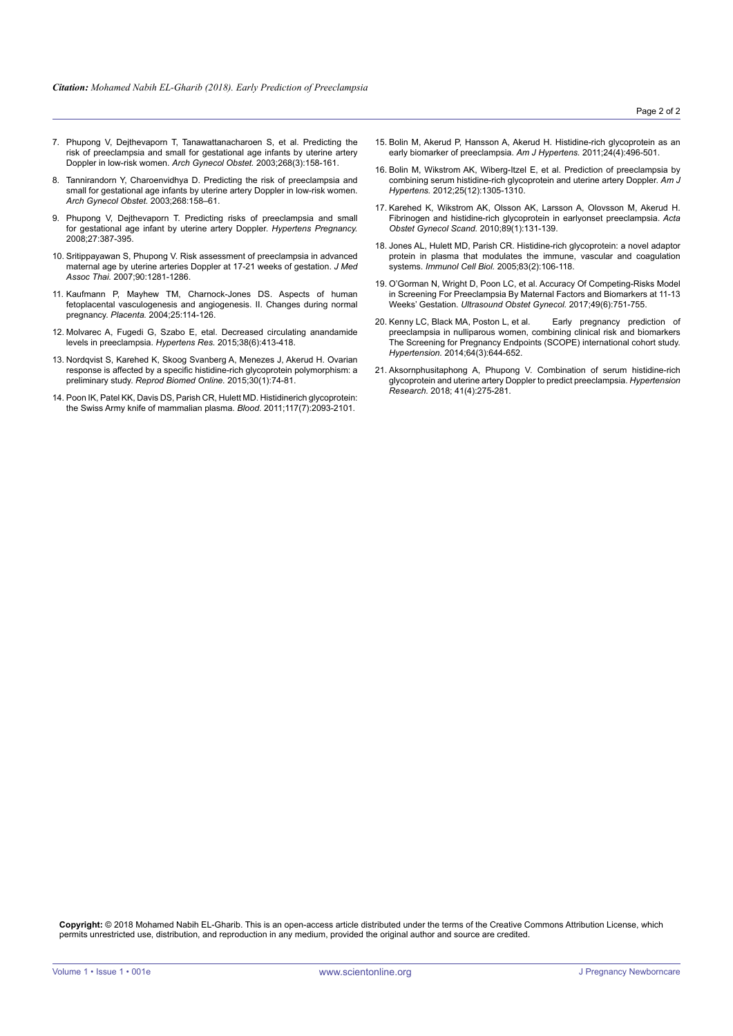7. Phupong V, Dejthevaporn T, Tanawattanacharoen S, et al. Predicting the risk of preeclampsia and small for gestational age infants by uterine artery Doppler in low-risk women. *Arch Gynecol Obstet.* 2003;268(3):158-161.

8. Tannirandorn Y, Charoenvidhya D. Predicting the risk of preeclampsia and small for gestational age infants by uterine artery Doppler in low-risk women. *Arch Gynecol Obstet.* 2003;268:158–61.

9. Phupong V, Dejthevaporn T. Predicting risks of preeclampsia and small for gestational age infant by uterine artery Doppler. *Hypertens Pregnancy.* 2008;27:387-395.

10. Sritippayawan S, Phupong V. Risk assessment of preeclampsia in advanced maternal age by uterine arteries Doppler at 17-21 weeks of gestation. *J Med Assoc Thai.* 2007;90:1281-1286.

11. Kaufmann P, Mayhew TM, Charnock-Jones DS. Aspects of human fetoplacental vasculogenesis and angiogenesis. II. Changes during normal pregnancy. *Placenta.* 2004;25:114-126.

12. Molvarec A, Fugedi G, Szabo E, etal. Decreased circulating anandamide levels in preeclampsia. *Hypertens Res.* 2015;38(6):413-418.

13. Nordqvist S, Karehed K, Skoog Svanberg A, Menezes J, Akerud H. Ovarian response is affected by a specific histidine-rich glycoprotein polymorphism: a preliminary study. *Reprod Biomed Online.* 2015;30(1):74-81.

14. Poon IK, Patel KK, Davis DS, Parish CR, Hulett MD. Histidinerich glycoprotein: the Swiss Army knife of mammalian plasma. *Blood.* 2011;117(7):2093-2101.

15. Bolin M, Akerud P, Hansson A, Akerud H. Histidine-rich glycoprotein as an early biomarker of preeclampsia. *Am J Hypertens.* 2011;24(4):496-501.

16. Bolin M, Wikstrom AK, Wiberg-Itzel E, et al. Prediction of preeclampsia by combining serum histidine-rich glycoprotein and uterine artery Doppler. *Am J Hypertens.* 2012;25(12):1305-1310.

17. Karehed K, Wikstrom AK, Olsson AK, Larsson A, Olovsson M, Akerud H. Fibrinogen and histidine-rich glycoprotein in earlyonset preeclampsia. *Acta Obstet Gynecol Scand.* 2010;89(1):131-139.

18. Jones AL, Hulett MD, Parish CR. Histidine-rich glycoprotein: a novel adaptor protein in plasma that modulates the immune, vascular and coagulation systems. *Immunol Cell Biol.* 2005;83(2):106-118.

19. O'Gorman N, Wright D, Poon LC, et al. Accuracy Of Competing-Risks Model in Screening For Preeclampsia By Maternal Factors and Biomarkers at 11-13 Weeks' Gestation. *Ultrasound Obstet Gynecol.* 2017;49(6):751-755.

20. Kenny LC, Black MA, Poston L, et al. Early pregnancy prediction of preeclampsia in nulliparous women, combining clinical risk and biomarkers The Screening for Pregnancy Endpoints (SCOPE) international cohort study. *Hypertension.* 2014;64(3):644-652.

21. Aksornphusitaphong A, Phupong V. Combination of serum histidine-rich glycoprotein and uterine artery Doppler to predict preeclampsia. *Hypertension Research.* 2018; 41(4):275-281.

**Copyright:** © 2018 Mohamed Nabih EL-Gharib. This is an open-access article distributed under the terms of the Creative Commons Attribution License, which permits unrestricted use, distribution, and reproduction in any medium, provided the original author and source are credited.